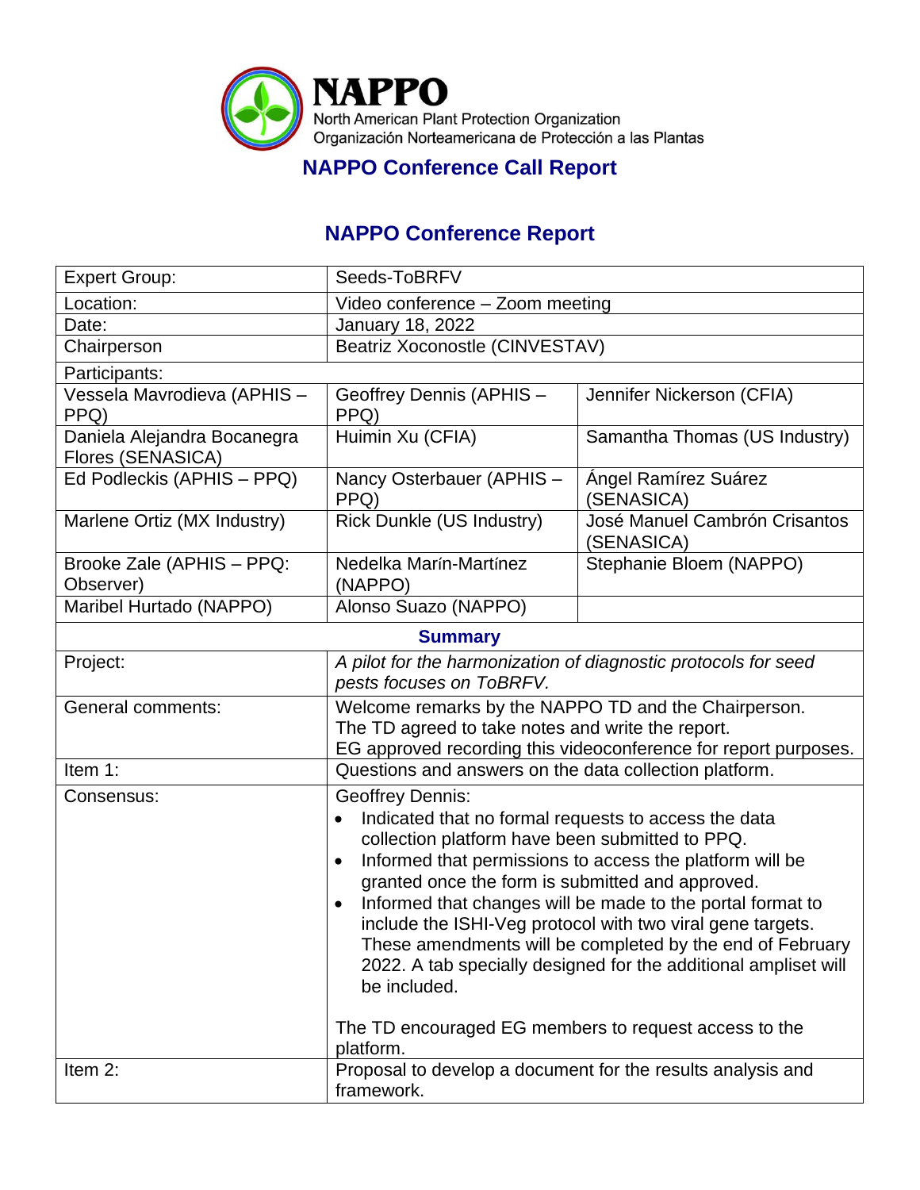# NAPPO

North American Plant Protection Organization
Organización Norteamericana de Protección a las Plantas

## NAPPO Conference Call Report

## NAPPO Conference Report

| Expert Group: | Seeds-ToBRFV | |
|---|---|---|
| Location: | Video conference – Zoom meeting | |
| Date: | January 18, 2022 | |
| Chairperson | Beatriz Xoconostle (CINVESTAV) | |
| Participants: | | |
| Vessela Mavrodieva (APHIS – PPQ) | Geoffrey Dennis (APHIS – PPQ) | Jennifer Nickerson (CFIA) |
| Daniela Alejandra Bocanegra Flores (SENASICA) | Huimin Xu (CFIA) | Samantha Thomas (US Industry) |
| Ed Podleckis (APHIS – PPQ) | Nancy Osterbauer (APHIS – PPQ) | Ángel Ramírez Suárez (SENASICA) |
| Marlene Ortiz (MX Industry) | Rick Dunkle (US Industry) | José Manuel Cambrón Crisantos (SENASICA) |
| Brooke Zale (APHIS – PPQ: Observer) | Nedelka Marín-Martínez (NAPPO) | Stephanie Bloem (NAPPO) |
| Maribel Hurtado (NAPPO) | Alonso Suazo (NAPPO) | |
| **Summary** | | |
| Project: | *A pilot for the harmonization of diagnostic protocols for seed pests focuses on ToBRFV.* | |
| General comments: | Welcome remarks by the NAPPO TD and the Chairperson.<br>The TD agreed to take notes and write the report.<br>EG approved recording this videoconference for report purposes. | |
| Item 1: | Questions and answers on the data collection platform. | |
| Consensus: | Geoffrey Dennis:<br>• Indicated that no formal requests to access the data collection platform have been submitted to PPQ.<br>• Informed that permissions to access the platform will be granted once the form is submitted and approved.<br>• Informed that changes will be made to the portal format to include the ISHI-Veg protocol with two viral gene targets. These amendments will be completed by the end of February 2022. A tab specially designed for the additional ampliset will be included.<br><br>The TD encouraged EG members to request access to the platform. | |
| Item 2: | Proposal to develop a document for the results analysis and framework. | |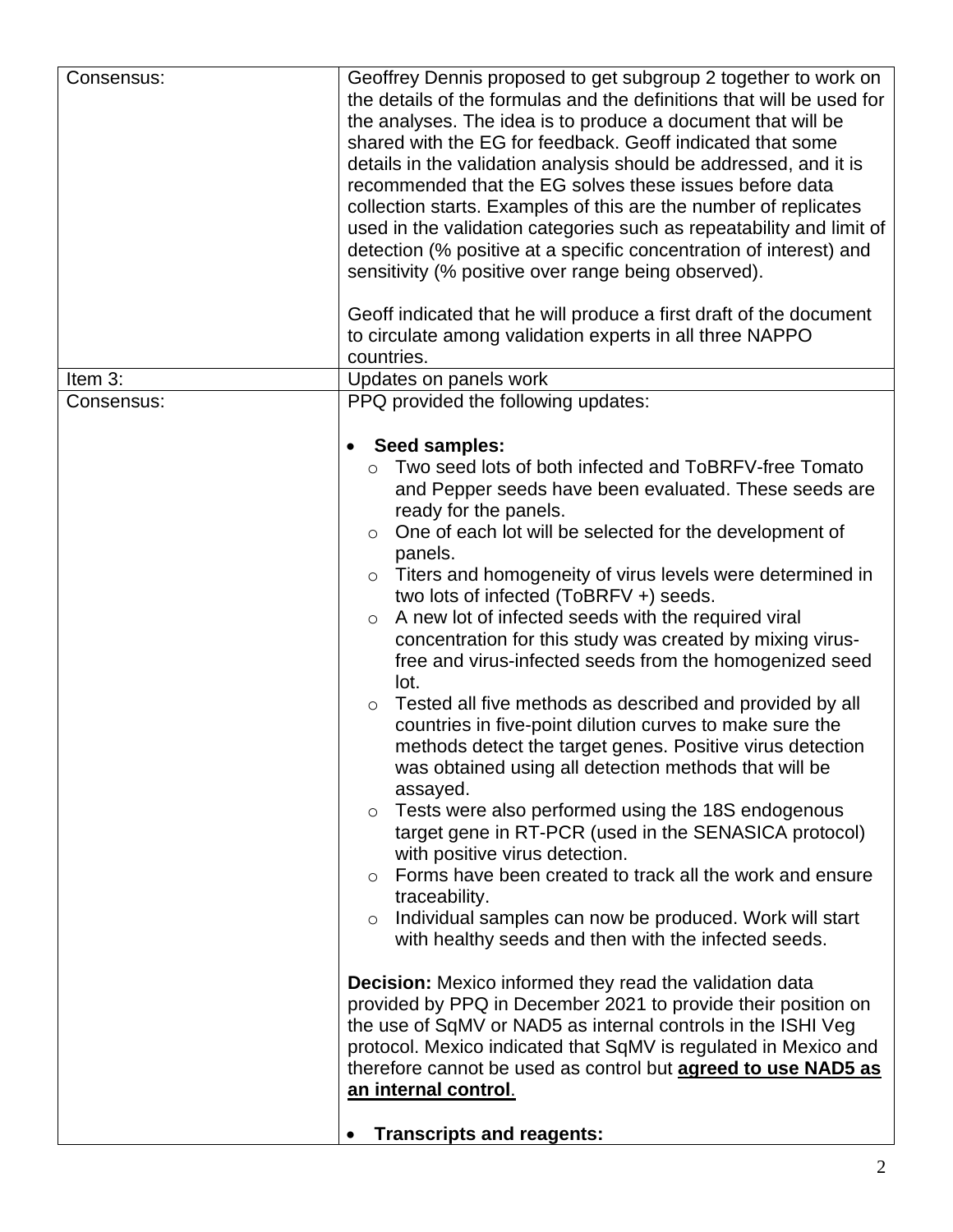| | |
|---|---|
| Consensus: | Geoffrey Dennis proposed to get subgroup 2 together to work on the details of the formulas and the definitions that will be used for the analyses. The idea is to produce a document that will be shared with the EG for feedback. Geoff indicated that some details in the validation analysis should be addressed, and it is recommended that the EG solves these issues before data collection starts. Examples of this are the number of replicates used in the validation categories such as repeatability and limit of detection (% positive at a specific concentration of interest) and sensitivity (% positive over range being observed).<br><br>Geoff indicated that he will produce a first draft of the document to circulate among validation experts in all three NAPPO countries. |
| Item 3: | Updates on panels work |
| Consensus: | PPQ provided the following updates:<br><br>• **Seed samples:**<br>&nbsp;&nbsp;○ Two seed lots of both infected and ToBRFV-free Tomato and Pepper seeds have been evaluated. These seeds are ready for the panels.<br>&nbsp;&nbsp;○ One of each lot will be selected for the development of panels.<br>&nbsp;&nbsp;○ Titers and homogeneity of virus levels were determined in two lots of infected (ToBRFV +) seeds.<br>&nbsp;&nbsp;○ A new lot of infected seeds with the required viral concentration for this study was created by mixing virus-free and virus-infected seeds from the homogenized seed lot.<br>&nbsp;&nbsp;○ Tested all five methods as described and provided by all countries in five-point dilution curves to make sure the methods detect the target genes. Positive virus detection was obtained using all detection methods that will be assayed.<br>&nbsp;&nbsp;○ Tests were also performed using the 18S endogenous target gene in RT-PCR (used in the SENASICA protocol) with positive virus detection.<br>&nbsp;&nbsp;○ Forms have been created to track all the work and ensure traceability.<br>&nbsp;&nbsp;○ Individual samples can now be produced. Work will start with healthy seeds and then with the infected seeds.<br><br>**Decision:** Mexico informed they read the validation data provided by PPQ in December 2021 to provide their position on the use of SqMV or NAD5 as internal controls in the ISHI Veg protocol. Mexico indicated that SqMV is regulated in Mexico and therefore cannot be used as control but **<u>agreed to use NAD5 as an internal control</u>**.<br><br>• **Transcripts and reagents:** |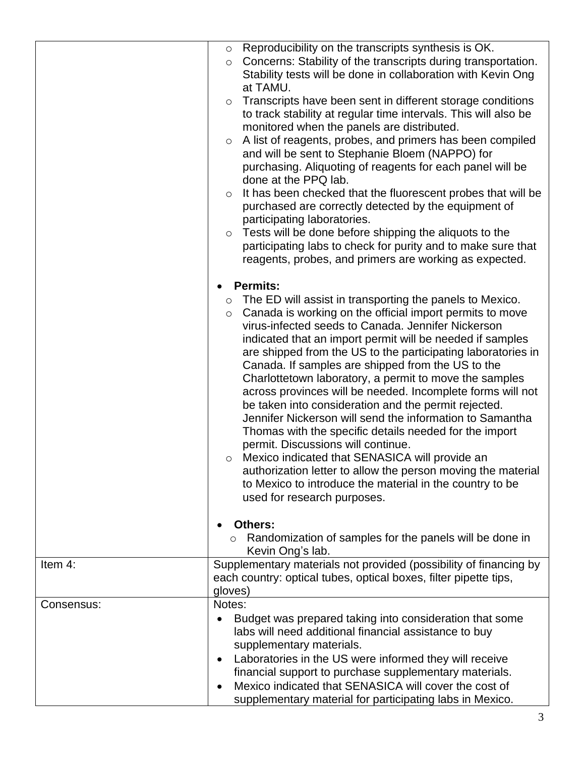| | |
|---|---|
| | <ul><li>Reproducibility on the transcripts synthesis is OK.</li><li>Concerns: Stability of the transcripts during transportation. Stability tests will be done in collaboration with Kevin Ong at TAMU.</li><li>Transcripts have been sent in different storage conditions to track stability at regular time intervals. This will also be monitored when the panels are distributed.</li><li>A list of reagents, probes, and primers has been compiled and will be sent to Stephanie Bloem (NAPPO) for purchasing. Aliquoting of reagents for each panel will be done at the PPQ lab.</li><li>It has been checked that the fluorescent probes that will be purchased are correctly detected by the equipment of participating laboratories.</li><li>Tests will be done before shipping the aliquots to the participating labs to check for purity and to make sure that reagents, probes, and primers are working as expected.</li></ul><ul><li>**Permits:**<ul><li>The ED will assist in transporting the panels to Mexico.</li><li>Canada is working on the official import permits to move virus-infected seeds to Canada. Jennifer Nickerson indicated that an import permit will be needed if samples are shipped from the US to the participating laboratories in Canada. If samples are shipped from the US to the Charlottetown laboratory, a permit to move the samples across provinces will be needed. Incomplete forms will not be taken into consideration and the permit rejected. Jennifer Nickerson will send the information to Samantha Thomas with the specific details needed for the import permit. Discussions will continue.</li><li>Mexico indicated that SENASICA will provide an authorization letter to allow the person moving the material to Mexico to introduce the material in the country to be used for research purposes.</li></ul></li></ul><ul><li>**Others:**<ul><li>Randomization of samples for the panels will be done in Kevin Ong's lab.</li></ul></li></ul> |
| Item 4: | Supplementary materials not provided (possibility of financing by each country: optical tubes, optical boxes, filter pipette tips, gloves) |
| Consensus: | Notes:<ul><li>Budget was prepared taking into consideration that some labs will need additional financial assistance to buy supplementary materials.</li><li>Laboratories in the US were informed they will receive financial support to purchase supplementary materials.</li><li>Mexico indicated that SENASICA will cover the cost of supplementary material for participating labs in Mexico.</li></ul> |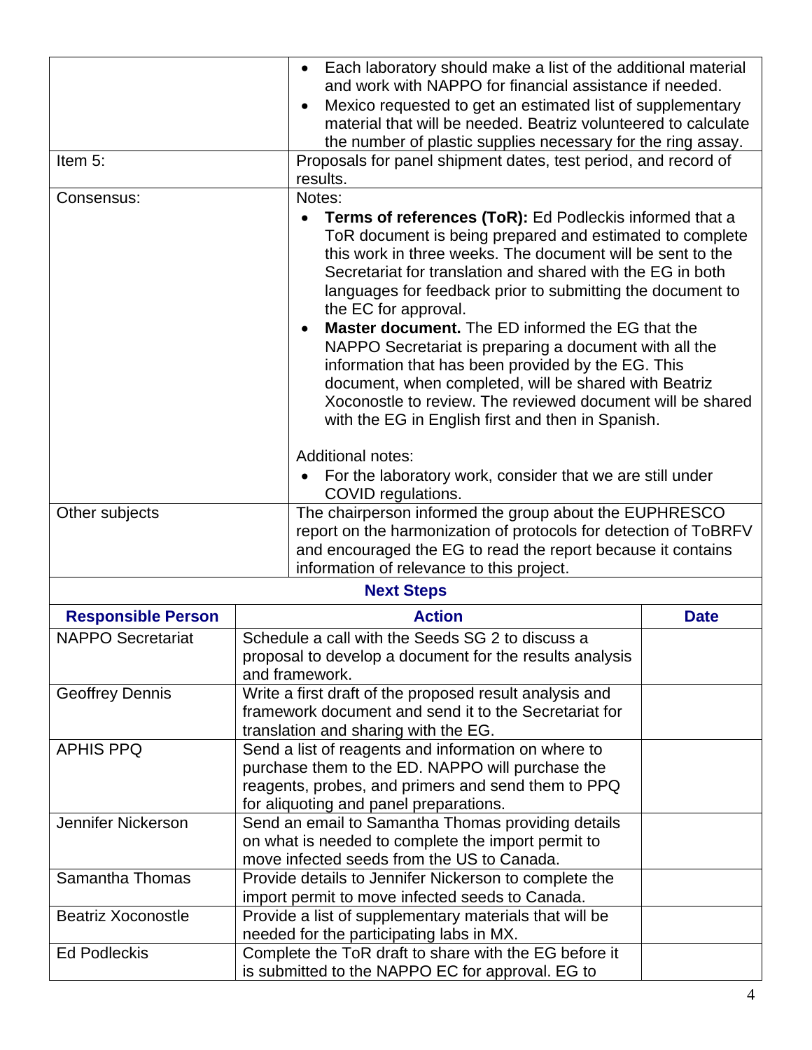| | |
|---|---|
| | • Each laboratory should make a list of the additional material and work with NAPPO for financial assistance if needed.<br>• Mexico requested to get an estimated list of supplementary material that will be needed. Beatriz volunteered to calculate the number of plastic supplies necessary for the ring assay. |
| Item 5: | Proposals for panel shipment dates, test period, and record of results. |
| Consensus: | Notes:<br>• **Terms of references (ToR):** Ed Podleckis informed that a ToR document is being prepared and estimated to complete this work in three weeks. The document will be sent to the Secretariat for translation and shared with the EG in both languages for feedback prior to submitting the document to the EC for approval.<br>• **Master document.** The ED informed the EG that the NAPPO Secretariat is preparing a document with all the information that has been provided by the EG. This document, when completed, will be shared with Beatriz Xoconostle to review. The reviewed document will be shared with the EG in English first and then in Spanish.<br><br>Additional notes:<br>• For the laboratory work, consider that we are still under COVID regulations. |
| Other subjects | The chairperson informed the group about the EUPHRESCO report on the harmonization of protocols for detection of ToBRFV and encouraged the EG to read the report because it contains information of relevance to this project. |

**Next Steps**

| Responsible Person | Action | Date |
|---|---|---|
| NAPPO Secretariat | Schedule a call with the Seeds SG 2 to discuss a proposal to develop a document for the results analysis and framework. | |
| Geoffrey Dennis | Write a first draft of the proposed result analysis and framework document and send it to the Secretariat for translation and sharing with the EG. | |
| APHIS PPQ | Send a list of reagents and information on where to purchase them to the ED. NAPPO will purchase the reagents, probes, and primers and send them to PPQ for aliquoting and panel preparations. | |
| Jennifer Nickerson | Send an email to Samantha Thomas providing details on what is needed to complete the import permit to move infected seeds from the US to Canada. | |
| Samantha Thomas | Provide details to Jennifer Nickerson to complete the import permit to move infected seeds to Canada. | |
| Beatriz Xoconostle | Provide a list of supplementary materials that will be needed for the participating labs in MX. | |
| Ed Podleckis | Complete the ToR draft to share with the EG before it is submitted to the NAPPO EC for approval. EG to | |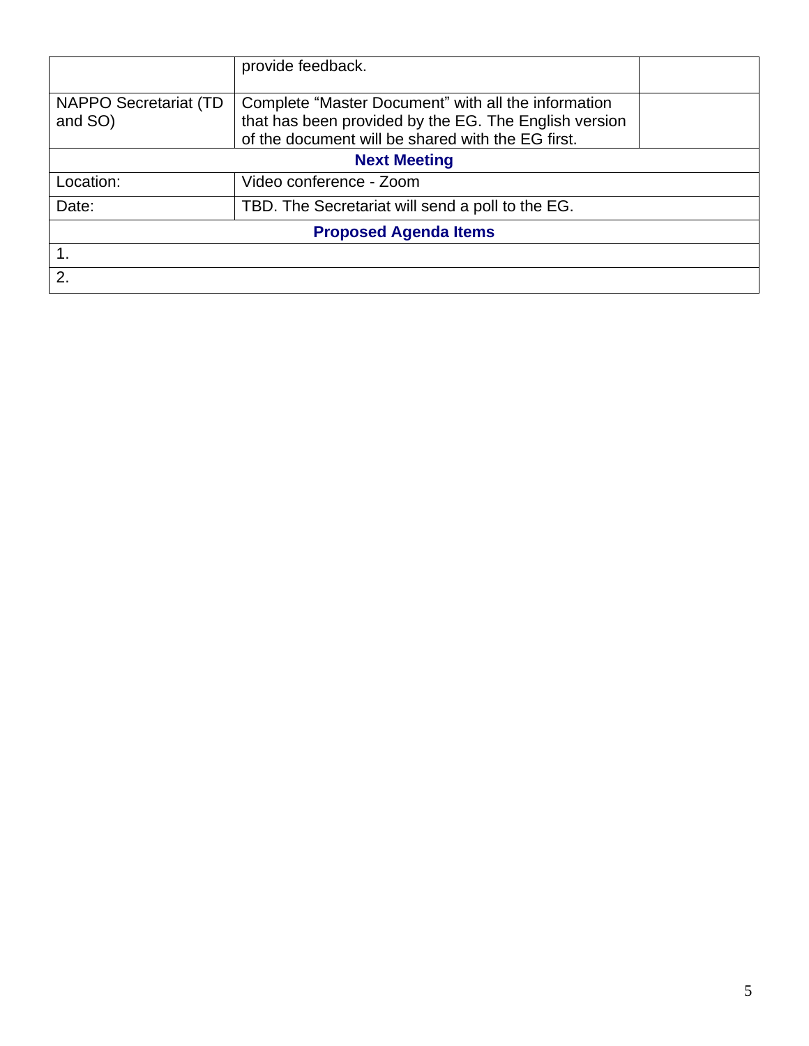| | | |
|---|---|---|
| | provide feedback. | |
| NAPPO Secretariat (TD and SO) | Complete "Master Document" with all the information that has been provided by the EG. The English version of the document will be shared with the EG first. | |
| **Next Meeting** | | |
| Location: | Video conference - Zoom | |
| Date: | TBD. The Secretariat will send a poll to the EG. | |
| **Proposed Agenda Items** | | |
| 1. | | |
| 2. | | |